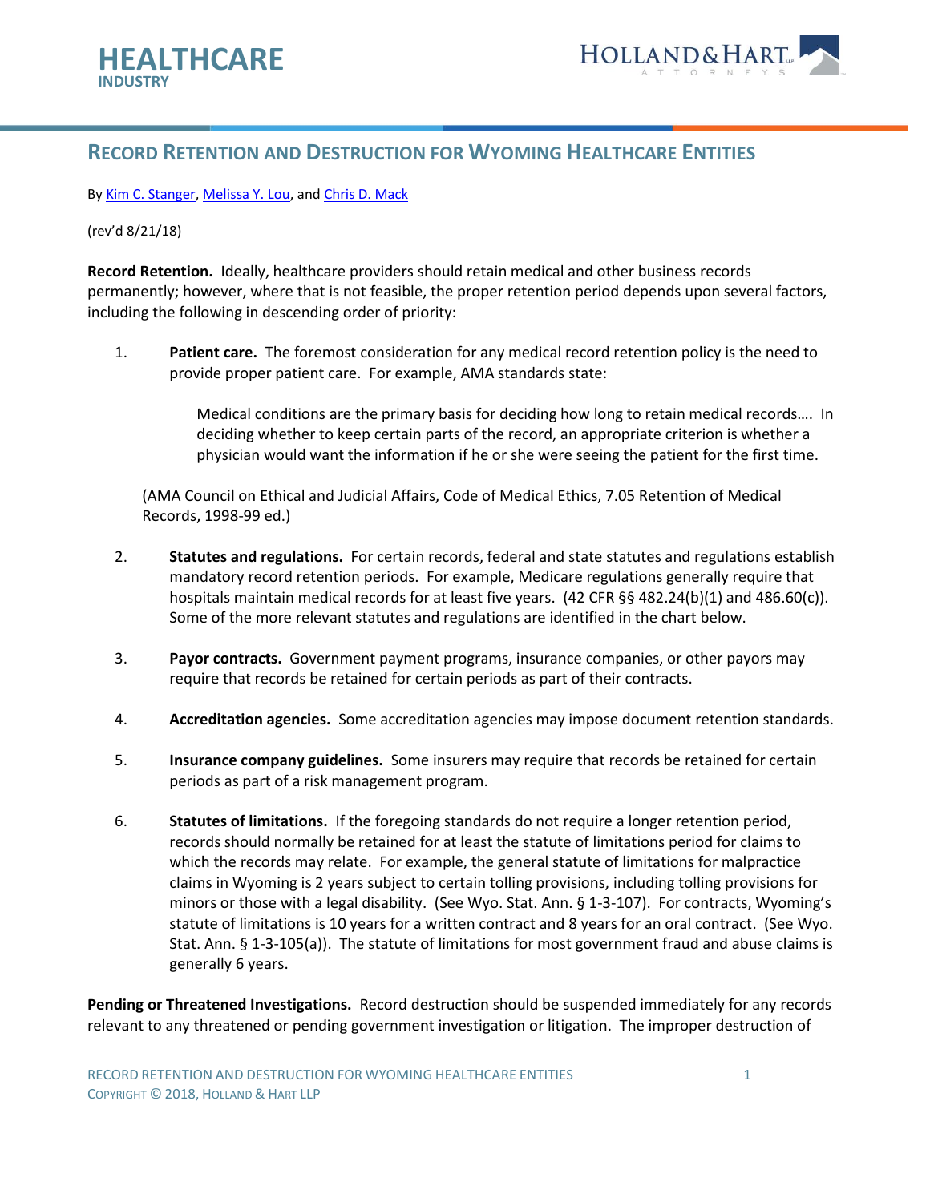HEALTHCARE
INDUSTRY

HOLLAND & HART LLP ATTORNEYS

# Record Retention and Destruction for Wyoming Healthcare Entities

By Kim C. Stanger, Melissa Y. Lou, and Chris D. Mack

(rev'd 8/21/18)

**Record Retention.** Ideally, healthcare providers should retain medical and other business records permanently; however, where that is not feasible, the proper retention period depends upon several factors, including the following in descending order of priority:

1. **Patient care.** The foremost consideration for any medical record retention policy is the need to provide proper patient care. For example, AMA standards state:

   > Medical conditions are the primary basis for deciding how long to retain medical records…. In deciding whether to keep certain parts of the record, an appropriate criterion is whether a physician would want the information if he or she were seeing the patient for the first time.

   (AMA Council on Ethical and Judicial Affairs, Code of Medical Ethics, 7.05 Retention of Medical Records, 1998-99 ed.)

2. **Statutes and regulations.** For certain records, federal and state statutes and regulations establish mandatory record retention periods. For example, Medicare regulations generally require that hospitals maintain medical records for at least five years. (42 CFR §§ 482.24(b)(1) and 486.60(c)). Some of the more relevant statutes and regulations are identified in the chart below.

3. **Payor contracts.** Government payment programs, insurance companies, or other payors may require that records be retained for certain periods as part of their contracts.

4. **Accreditation agencies.** Some accreditation agencies may impose document retention standards.

5. **Insurance company guidelines.** Some insurers may require that records be retained for certain periods as part of a risk management program.

6. **Statutes of limitations.** If the foregoing standards do not require a longer retention period, records should normally be retained for at least the statute of limitations period for claims to which the records may relate. For example, the general statute of limitations for malpractice claims in Wyoming is 2 years subject to certain tolling provisions, including tolling provisions for minors or those with a legal disability. (See Wyo. Stat. Ann. § 1-3-107). For contracts, Wyoming's statute of limitations is 10 years for a written contract and 8 years for an oral contract. (See Wyo. Stat. Ann. § 1-3-105(a)). The statute of limitations for most government fraud and abuse claims is generally 6 years.

**Pending or Threatened Investigations.** Record destruction should be suspended immediately for any records relevant to any threatened or pending government investigation or litigation. The improper destruction of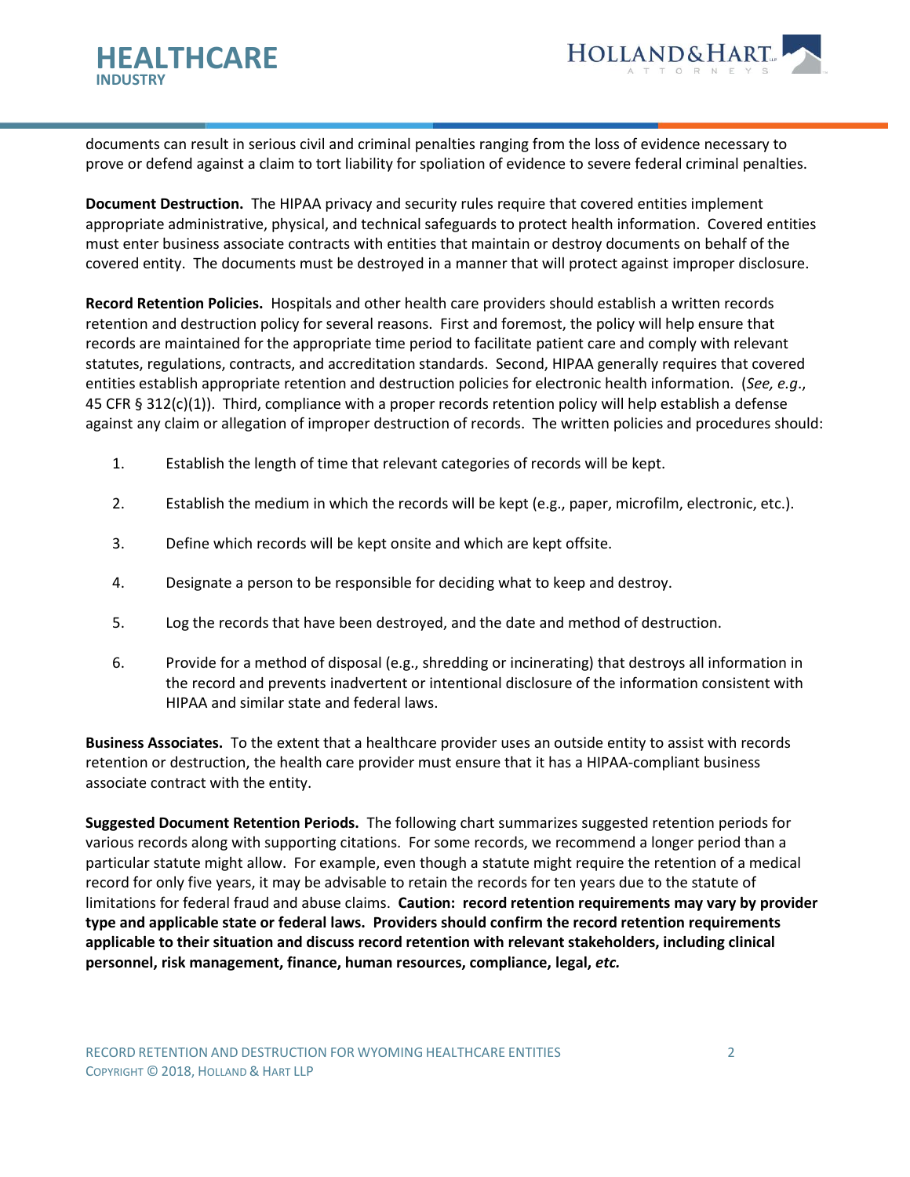documents can result in serious civil and criminal penalties ranging from the loss of evidence necessary to prove or defend against a claim to tort liability for spoliation of evidence to severe federal criminal penalties.

**Document Destruction.** The HIPAA privacy and security rules require that covered entities implement appropriate administrative, physical, and technical safeguards to protect health information. Covered entities must enter business associate contracts with entities that maintain or destroy documents on behalf of the covered entity. The documents must be destroyed in a manner that will protect against improper disclosure.

**Record Retention Policies.** Hospitals and other health care providers should establish a written records retention and destruction policy for several reasons. First and foremost, the policy will help ensure that records are maintained for the appropriate time period to facilitate patient care and comply with relevant statutes, regulations, contracts, and accreditation standards. Second, HIPAA generally requires that covered entities establish appropriate retention and destruction policies for electronic health information. (*See, e.g*., 45 CFR § 312(c)(1)). Third, compliance with a proper records retention policy will help establish a defense against any claim or allegation of improper destruction of records. The written policies and procedures should:

1. Establish the length of time that relevant categories of records will be kept.
2. Establish the medium in which the records will be kept (e.g., paper, microfilm, electronic, etc.).
3. Define which records will be kept onsite and which are kept offsite.
4. Designate a person to be responsible for deciding what to keep and destroy.
5. Log the records that have been destroyed, and the date and method of destruction.
6. Provide for a method of disposal (e.g., shredding or incinerating) that destroys all information in the record and prevents inadvertent or intentional disclosure of the information consistent with HIPAA and similar state and federal laws.

**Business Associates.** To the extent that a healthcare provider uses an outside entity to assist with records retention or destruction, the health care provider must ensure that it has a HIPAA-compliant business associate contract with the entity.

**Suggested Document Retention Periods.** The following chart summarizes suggested retention periods for various records along with supporting citations. For some records, we recommend a longer period than a particular statute might allow. For example, even though a statute might require the retention of a medical record for only five years, it may be advisable to retain the records for ten years due to the statute of limitations for federal fraud and abuse claims. **Caution: record retention requirements may vary by provider type and applicable state or federal laws. Providers should confirm the record retention requirements applicable to their situation and discuss record retention with relevant stakeholders, including clinical personnel, risk management, finance, human resources, compliance, legal, *etc.***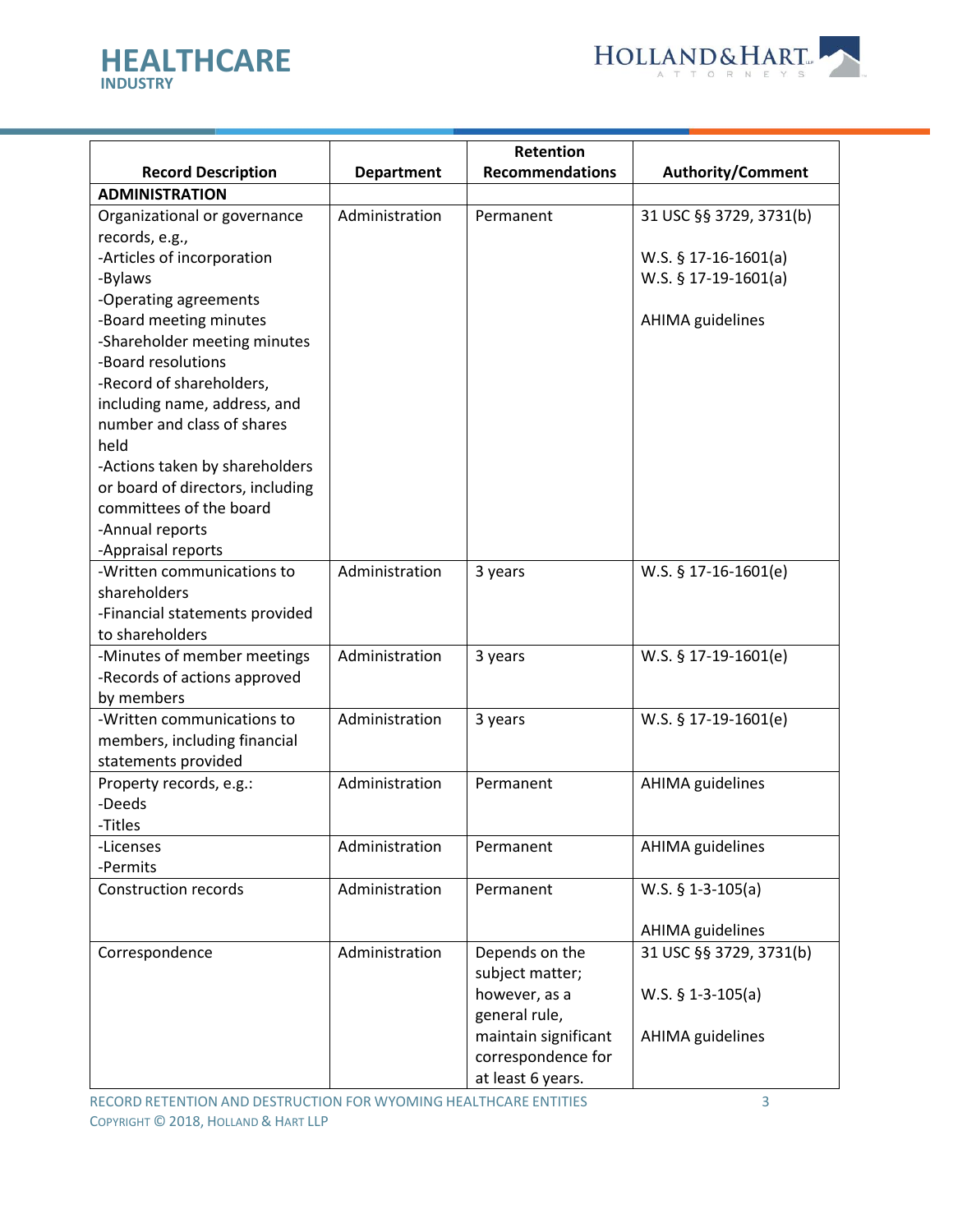| Record Description | Department | Retention Recommendations | Authority/Comment |
|---|---|---|---|
| **ADMINISTRATION** | | | |
| Organizational or governance records, e.g.,<br>-Articles of incorporation<br>-Bylaws<br>-Operating agreements<br>-Board meeting minutes<br>-Shareholder meeting minutes<br>-Board resolutions<br>-Record of shareholders, including name, address, and number and class of shares held<br>-Actions taken by shareholders or board of directors, including committees of the board<br>-Annual reports<br>-Appraisal reports | Administration | Permanent | 31 USC §§ 3729, 3731(b)<br><br>W.S. § 17-16-1601(a)<br>W.S. § 17-19-1601(a)<br><br>AHIMA guidelines |
| -Written communications to shareholders<br>-Financial statements provided to shareholders | Administration | 3 years | W.S. § 17-16-1601(e) |
| -Minutes of member meetings<br>-Records of actions approved by members | Administration | 3 years | W.S. § 17-19-1601(e) |
| -Written communications to members, including financial statements provided | Administration | 3 years | W.S. § 17-19-1601(e) |
| Property records, e.g.:<br>-Deeds<br>-Titles | Administration | Permanent | AHIMA guidelines |
| -Licenses<br>-Permits | Administration | Permanent | AHIMA guidelines |
| Construction records | Administration | Permanent | W.S. § 1-3-105(a)<br><br>AHIMA guidelines |
| Correspondence | Administration | Depends on the subject matter; however, as a general rule, maintain significant correspondence for at least 6 years. | 31 USC §§ 3729, 3731(b)<br><br>W.S. § 1-3-105(a)<br><br>AHIMA guidelines |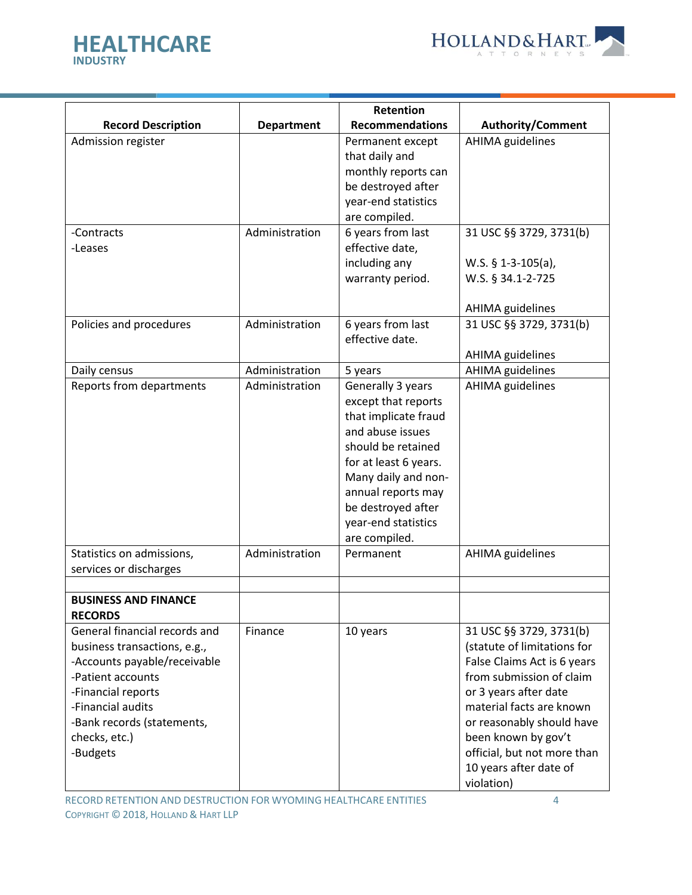| Record Description | Department | Retention Recommendations | Authority/Comment |
|---|---|---|---|
| Admission register | | Permanent except that daily and monthly reports can be destroyed after year-end statistics are compiled. | AHIMA guidelines |
| -Contracts<br>-Leases | Administration | 6 years from last effective date, including any warranty period. | 31 USC §§ 3729, 3731(b)<br><br>W.S. § 1-3-105(a),<br>W.S. § 34.1-2-725<br><br>AHIMA guidelines |
| Policies and procedures | Administration | 6 years from last effective date. | 31 USC §§ 3729, 3731(b)<br><br>AHIMA guidelines |
| Daily census | Administration | 5 years | AHIMA guidelines |
| Reports from departments | Administration | Generally 3 years except that reports that implicate fraud and abuse issues should be retained for at least 6 years. Many daily and non-annual reports may be destroyed after year-end statistics are compiled. | AHIMA guidelines |
| Statistics on admissions, services or discharges | Administration | Permanent | AHIMA guidelines |
| | | | |
| **BUSINESS AND FINANCE RECORDS** | | | |
| General financial records and business transactions, e.g.,<br>-Accounts payable/receivable<br>-Patient accounts<br>-Financial reports<br>-Financial audits<br>-Bank records (statements, checks, etc.)<br>-Budgets | Finance | 10 years | 31 USC §§ 3729, 3731(b) (statute of limitations for False Claims Act is 6 years from submission of claim or 3 years after date material facts are known or reasonably should have been known by gov't official, but not more than 10 years after date of violation) |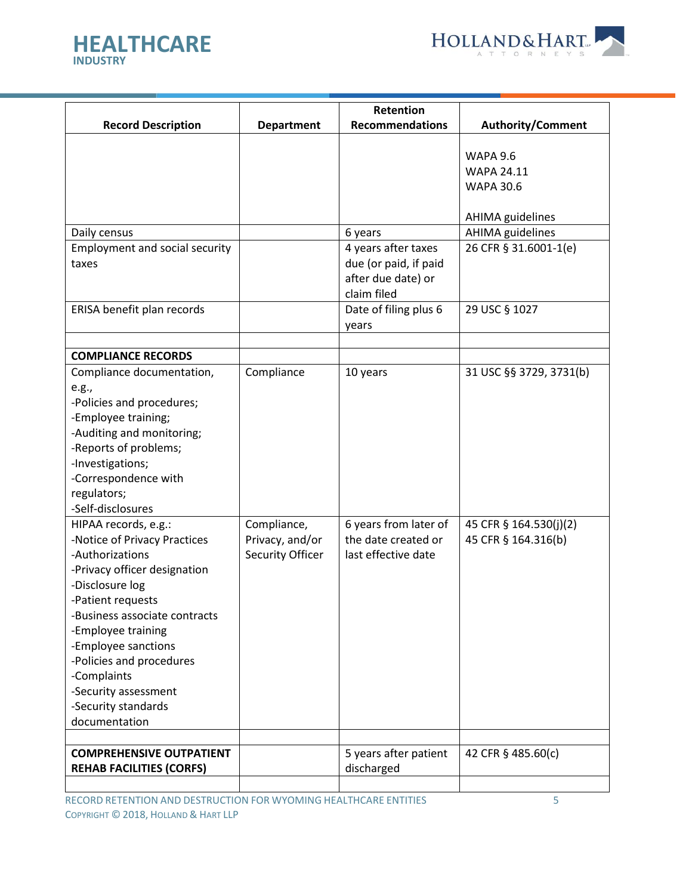| Record Description | Department | Retention Recommendations | Authority/Comment |
|---|---|---|---|
| | | | WAPA 9.6<br>WAPA 24.11<br>WAPA 30.6<br><br>AHIMA guidelines |
| Daily census | | 6 years | AHIMA guidelines |
| Employment and social security taxes | | 4 years after taxes due (or paid, if paid after due date) or claim filed | 26 CFR § 31.6001-1(e) |
| ERISA benefit plan records | | Date of filing plus 6 years | 29 USC § 1027 |
| | | | |
| **COMPLIANCE RECORDS** | | | |
| Compliance documentation, e.g.,<br>-Policies and procedures;<br>-Employee training;<br>-Auditing and monitoring;<br>-Reports of problems;<br>-Investigations;<br>-Correspondence with regulators;<br>-Self-disclosures | Compliance | 10 years | 31 USC §§ 3729, 3731(b) |
| HIPAA records, e.g.:<br>-Notice of Privacy Practices<br>-Authorizations<br>-Privacy officer designation<br>-Disclosure log<br>-Patient requests<br>-Business associate contracts<br>-Employee training<br>-Employee sanctions<br>-Policies and procedures<br>-Complaints<br>-Security assessment<br>-Security standards documentation | Compliance, Privacy, and/or Security Officer | 6 years from later of the date created or last effective date | 45 CFR § 164.530(j)(2)<br>45 CFR § 164.316(b) |
| | | | |
| **COMPREHENSIVE OUTPATIENT REHAB FACILITIES (CORFS)** | | 5 years after patient discharged | 42 CFR § 485.60(c) |
| | | | |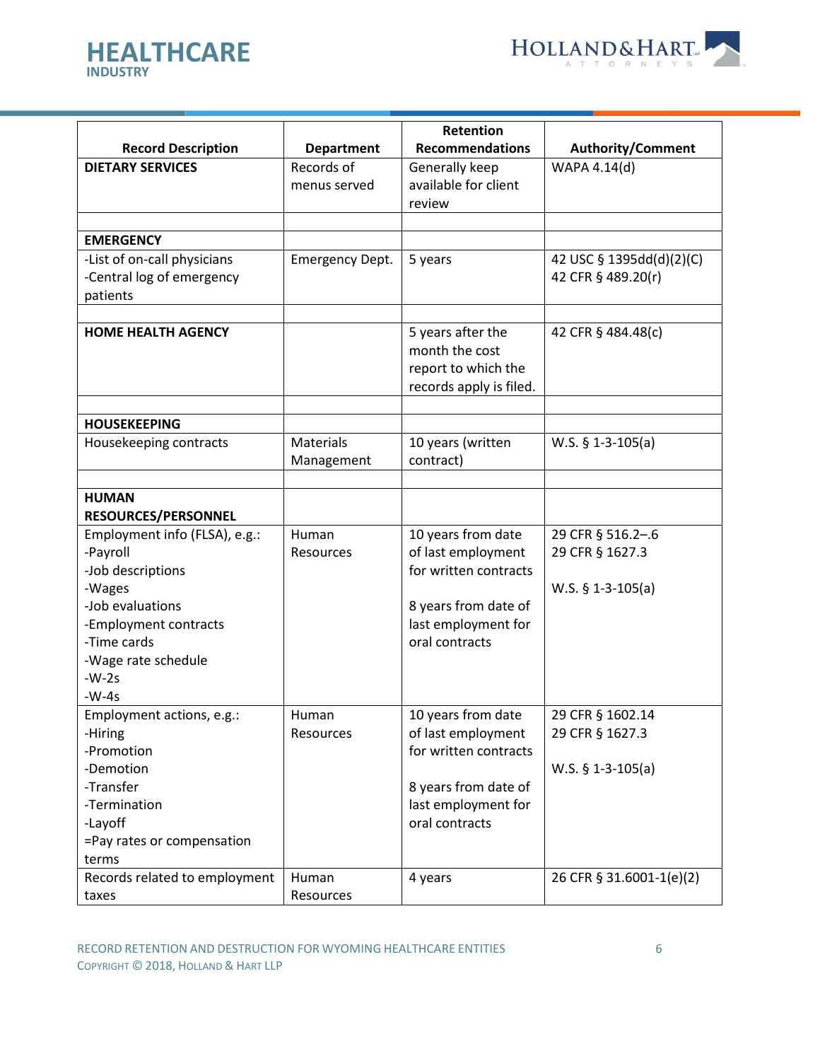| Record Description | Department | Retention Recommendations | Authority/Comment |
|---|---|---|---|
| **DIETARY SERVICES** | Records of menus served | Generally keep available for client review | WAPA 4.14(d) |
| | | | |
| **EMERGENCY** | | | |
| -List of on-call physicians<br>-Central log of emergency patients | Emergency Dept. | 5 years | 42 USC § 1395dd(d)(2)(C)<br>42 CFR § 489.20(r) |
| | | | |
| **HOME HEALTH AGENCY** | | 5 years after the month the cost report to which the records apply is filed. | 42 CFR § 484.48(c) |
| | | | |
| **HOUSEKEEPING** | | | |
| Housekeeping contracts | Materials Management | 10 years (written contract) | W.S. § 1-3-105(a) |
| | | | |
| **HUMAN RESOURCES/PERSONNEL** | | | |
| Employment info (FLSA), e.g.:<br>-Payroll<br>-Job descriptions<br>-Wages<br>-Job evaluations<br>-Employment contracts<br>-Time cards<br>-Wage rate schedule<br>-W-2s<br>-W-4s | Human Resources | 10 years from date of last employment for written contracts<br><br>8 years from date of last employment for oral contracts | 29 CFR § 516.2–.6<br>29 CFR § 1627.3<br><br>W.S. § 1-3-105(a) |
| Employment actions, e.g.:<br>-Hiring<br>-Promotion<br>-Demotion<br>-Transfer<br>-Termination<br>-Layoff<br>=Pay rates or compensation terms | Human Resources | 10 years from date of last employment for written contracts<br><br>8 years from date of last employment for oral contracts | 29 CFR § 1602.14<br>29 CFR § 1627.3<br><br>W.S. § 1-3-105(a) |
| Records related to employment taxes | Human Resources | 4 years | 26 CFR § 31.6001-1(e)(2) |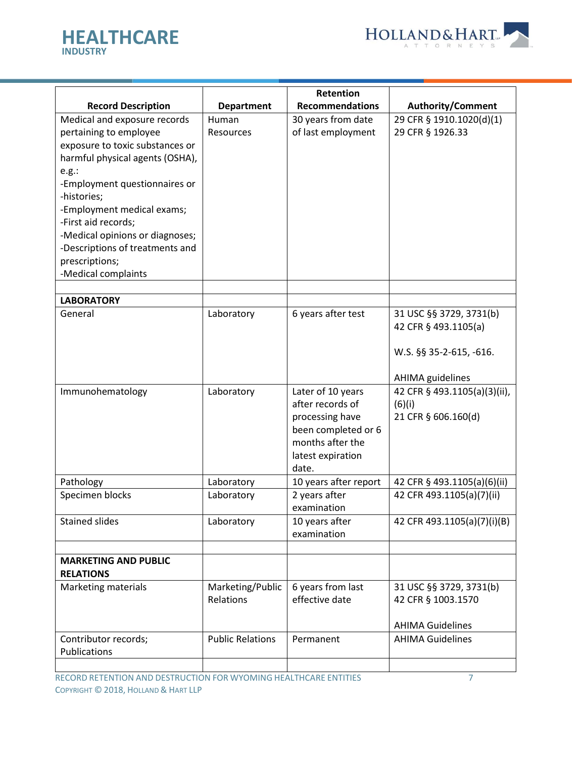| Record Description | Department | Retention Recommendations | Authority/Comment |
| --- | --- | --- | --- |
| Medical and exposure records pertaining to employee exposure to toxic substances or harmful physical agents (OSHA), e.g.:<br>-Employment questionnaires or -histories;<br>-Employment medical exams;<br>-First aid records;<br>-Medical opinions or diagnoses;<br>-Descriptions of treatments and prescriptions;<br>-Medical complaints | Human Resources | 30 years from date of last employment | 29 CFR § 1910.1020(d)(1)<br>29 CFR § 1926.33 |
| | | | |
| **LABORATORY** | | | |
| General | Laboratory | 6 years after test | 31 USC §§ 3729, 3731(b)<br>42 CFR § 493.1105(a)<br><br>W.S. §§ 35-2-615, -616.<br><br>AHIMA guidelines |
| Immunohematology | Laboratory | Later of 10 years after records of processing have been completed or 6 months after the latest expiration date. | 42 CFR § 493.1105(a)(3)(ii), (6)(i)<br>21 CFR § 606.160(d) |
| Pathology | Laboratory | 10 years after report | 42 CFR § 493.1105(a)(6)(ii) |
| Specimen blocks | Laboratory | 2 years after examination | 42 CFR 493.1105(a)(7)(ii) |
| Stained slides | Laboratory | 10 years after examination | 42 CFR 493.1105(a)(7)(i)(B) |
| | | | |
| **MARKETING AND PUBLIC RELATIONS** | | | |
| Marketing materials | Marketing/Public Relations | 6 years from last effective date | 31 USC §§ 3729, 3731(b)<br>42 CFR § 1003.1570<br><br>AHIMA Guidelines |
| Contributor records; Publications | Public Relations | Permanent | AHIMA Guidelines |
| | | | |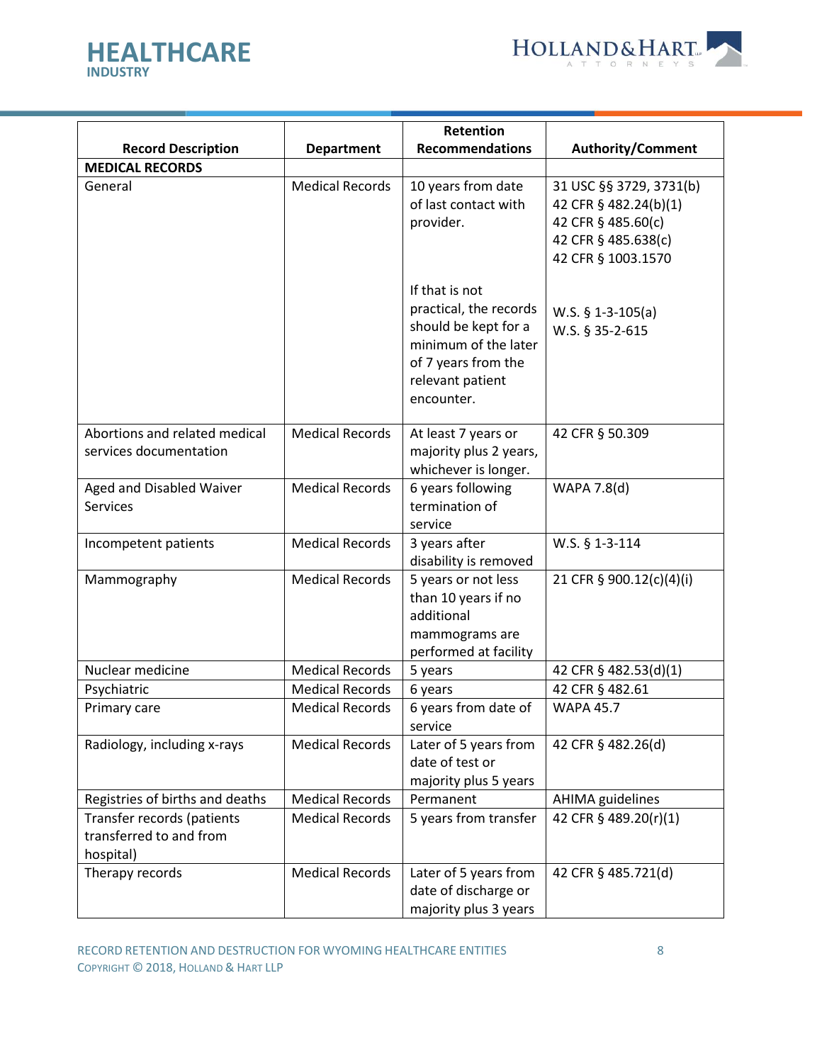| Record Description | Department | Retention Recommendations | Authority/Comment |
|---|---|---|---|
| **MEDICAL RECORDS** | | | |
| General | Medical Records | 10 years from date of last contact with provider.<br><br>If that is not practical, the records should be kept for a minimum of the later of 7 years from the relevant patient encounter. | 31 USC §§ 3729, 3731(b)<br>42 CFR § 482.24(b)(1)<br>42 CFR § 485.60(c)<br>42 CFR § 485.638(c)<br>42 CFR § 1003.1570<br><br>W.S. § 1-3-105(a)<br>W.S. § 35-2-615 |
| Abortions and related medical services documentation | Medical Records | At least 7 years or majority plus 2 years, whichever is longer. | 42 CFR § 50.309 |
| Aged and Disabled Waiver Services | Medical Records | 6 years following termination of service | WAPA 7.8(d) |
| Incompetent patients | Medical Records | 3 years after disability is removed | W.S. § 1-3-114 |
| Mammography | Medical Records | 5 years or not less than 10 years if no additional mammograms are performed at facility | 21 CFR § 900.12(c)(4)(i) |
| Nuclear medicine | Medical Records | 5 years | 42 CFR § 482.53(d)(1) |
| Psychiatric | Medical Records | 6 years | 42 CFR § 482.61 |
| Primary care | Medical Records | 6 years from date of service | WAPA 45.7 |
| Radiology, including x-rays | Medical Records | Later of 5 years from date of test or majority plus 5 years | 42 CFR § 482.26(d) |
| Registries of births and deaths | Medical Records | Permanent | AHIMA guidelines |
| Transfer records (patients transferred to and from hospital) | Medical Records | 5 years from transfer | 42 CFR § 489.20(r)(1) |
| Therapy records | Medical Records | Later of 5 years from date of discharge or majority plus 3 years | 42 CFR § 485.721(d) |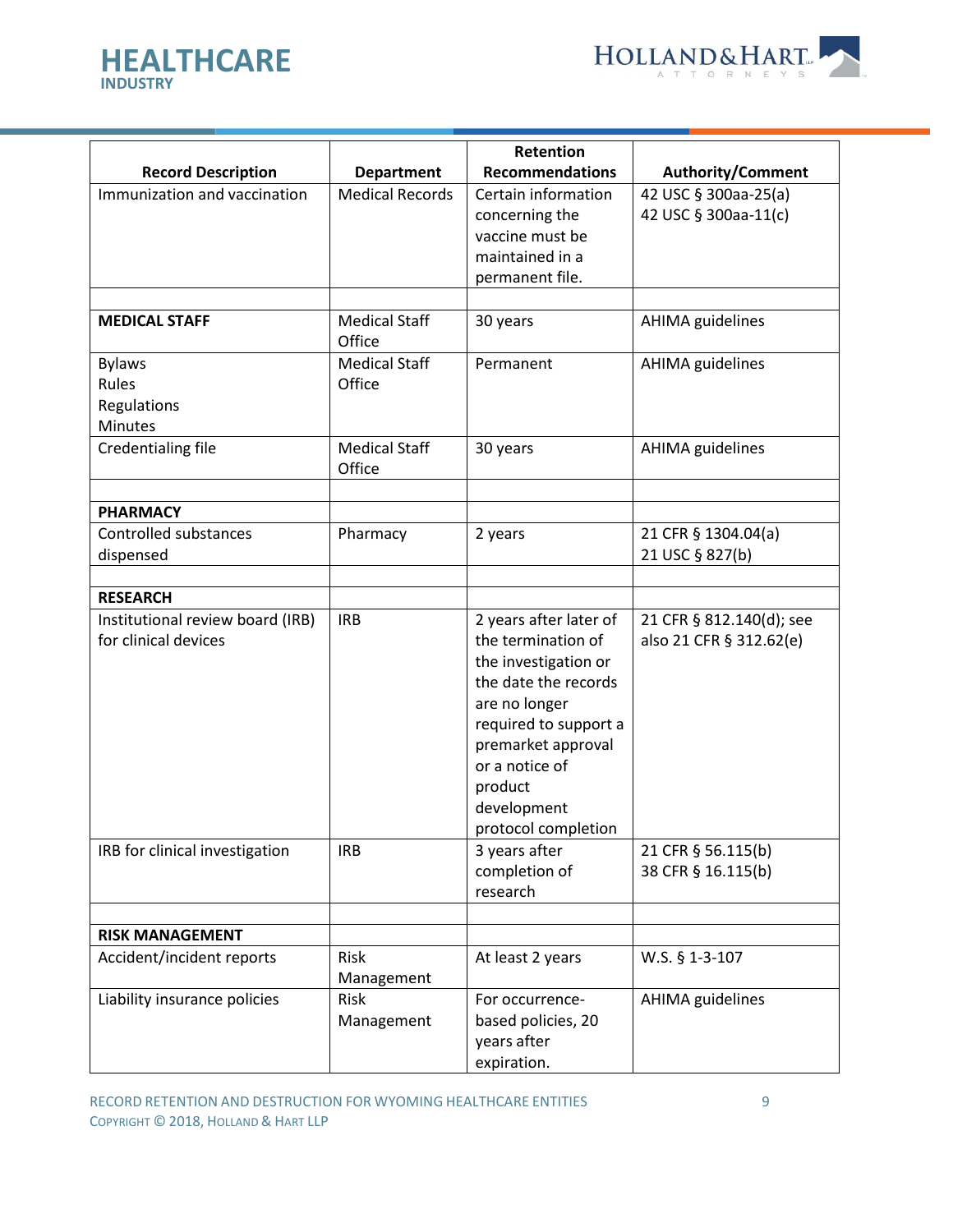| Record Description | Department | Retention Recommendations | Authority/Comment |
|---|---|---|---|
| Immunization and vaccination | Medical Records | Certain information concerning the vaccine must be maintained in a permanent file. | 42 USC § 300aa-25(a)<br>42 USC § 300aa-11(c) |
| | | | |
| **MEDICAL STAFF** | Medical Staff Office | 30 years | AHIMA guidelines |
| Bylaws<br>Rules<br>Regulations<br>Minutes | Medical Staff Office | Permanent | AHIMA guidelines |
| Credentialing file | Medical Staff Office | 30 years | AHIMA guidelines |
| | | | |
| **PHARMACY** | | | |
| Controlled substances dispensed | Pharmacy | 2 years | 21 CFR § 1304.04(a)<br>21 USC § 827(b) |
| | | | |
| **RESEARCH** | | | |
| Institutional review board (IRB) for clinical devices | IRB | 2 years after later of the termination of the investigation or the date the records are no longer required to support a premarket approval or a notice of product development protocol completion | 21 CFR § 812.140(d); see also 21 CFR § 312.62(e) |
| IRB for clinical investigation | IRB | 3 years after completion of research | 21 CFR § 56.115(b)<br>38 CFR § 16.115(b) |
| | | | |
| **RISK MANAGEMENT** | | | |
| Accident/incident reports | Risk Management | At least 2 years | W.S. § 1-3-107 |
| Liability insurance policies | Risk Management | For occurrence-based policies, 20 years after expiration. | AHIMA guidelines |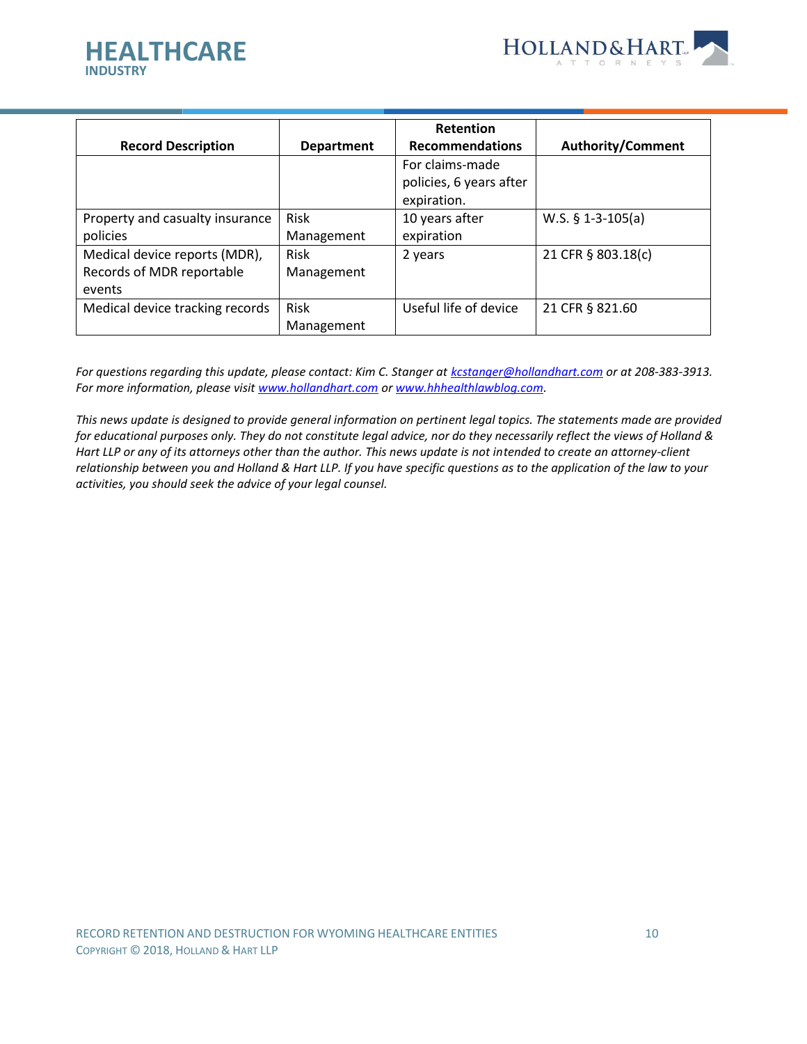| Record Description | Department | Retention Recommendations | Authority/Comment |
|---|---|---|---|
| | | For claims-made policies, 6 years after expiration. | |
| Property and casualty insurance policies | Risk Management | 10 years after expiration | W.S. § 1-3-105(a) |
| Medical device reports (MDR), Records of MDR reportable events | Risk Management | 2 years | 21 CFR § 803.18(c) |
| Medical device tracking records | Risk Management | Useful life of device | 21 CFR § 821.60 |

*For questions regarding this update, please contact: Kim C. Stanger at [kcstanger@hollandhart.com](mailto:kcstanger@hollandhart.com) or at 208-383-3913. For more information, please visit [www.hollandhart.com](http://www.hollandhart.com) or [www.hhhealthlawblog.com](http://www.hhhealthlawblog.com).*

*This news update is designed to provide general information on pertinent legal topics. The statements made are provided for educational purposes only. They do not constitute legal advice, nor do they necessarily reflect the views of Holland & Hart LLP or any of its attorneys other than the author. This news update is not intended to create an attorney-client relationship between you and Holland & Hart LLP. If you have specific questions as to the application of the law to your activities, you should seek the advice of your legal counsel.*